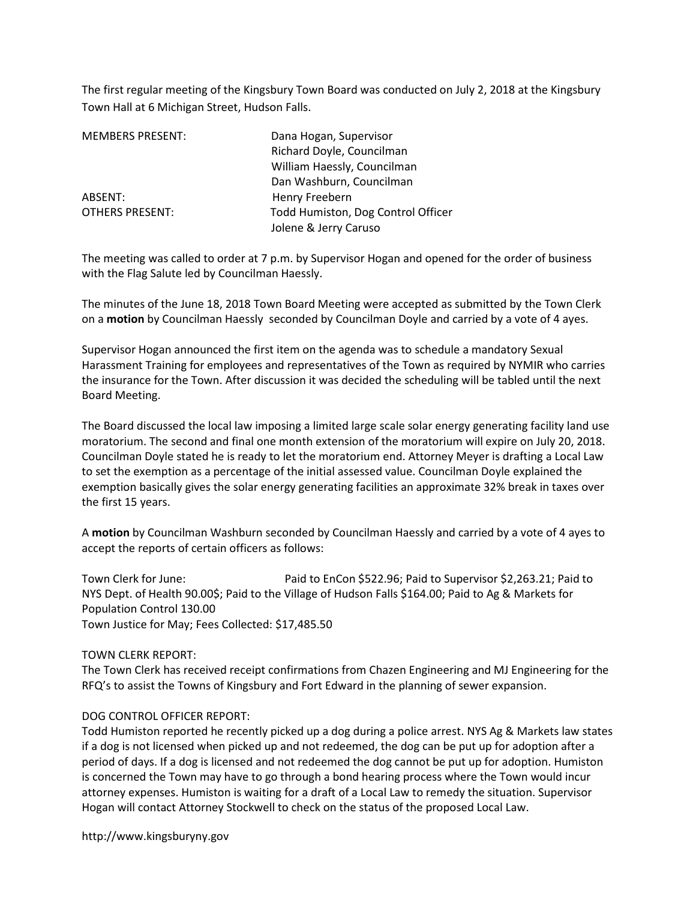The first regular meeting of the Kingsbury Town Board was conducted on July 2, 2018 at the Kingsbury Town Hall at 6 Michigan Street, Hudson Falls.

| | |
|---|---|
| MEMBERS PRESENT: | Dana Hogan, Supervisor |
| | Richard Doyle, Councilman |
| | William Haessly, Councilman |
| | Dan Washburn, Councilman |
| ABSENT: | Henry Freebern |
| OTHERS PRESENT: | Todd Humiston, Dog Control Officer |
| | Jolene & Jerry Caruso |

The meeting was called to order at 7 p.m. by Supervisor Hogan and opened for the order of business with the Flag Salute led by Councilman Haessly.

The minutes of the June 18, 2018 Town Board Meeting were accepted as submitted by the Town Clerk on a **motion** by Councilman Haessly seconded by Councilman Doyle and carried by a vote of 4 ayes.

Supervisor Hogan announced the first item on the agenda was to schedule a mandatory Sexual Harassment Training for employees and representatives of the Town as required by NYMIR who carries the insurance for the Town. After discussion it was decided the scheduling will be tabled until the next Board Meeting.

The Board discussed the local law imposing a limited large scale solar energy generating facility land use moratorium. The second and final one month extension of the moratorium will expire on July 20, 2018. Councilman Doyle stated he is ready to let the moratorium end. Attorney Meyer is drafting a Local Law to set the exemption as a percentage of the initial assessed value. Councilman Doyle explained the exemption basically gives the solar energy generating facilities an approximate 32% break in taxes over the first 15 years.

A **motion** by Councilman Washburn seconded by Councilman Haessly and carried by a vote of 4 ayes to accept the reports of certain officers as follows:

Town Clerk for June: Paid to EnCon $522.96; Paid to Supervisor $2,263.21; Paid to NYS Dept. of Health 90.00$; Paid to the Village of Hudson Falls $164.00; Paid to Ag & Markets for Population Control 130.00
Town Justice for May; Fees Collected: $17,485.50

TOWN CLERK REPORT:
The Town Clerk has received receipt confirmations from Chazen Engineering and MJ Engineering for the RFQ's to assist the Towns of Kingsbury and Fort Edward in the planning of sewer expansion.

DOG CONTROL OFFICER REPORT:
Todd Humiston reported he recently picked up a dog during a police arrest. NYS Ag & Markets law states if a dog is not licensed when picked up and not redeemed, the dog can be put up for adoption after a period of days. If a dog is licensed and not redeemed the dog cannot be put up for adoption. Humiston is concerned the Town may have to go through a bond hearing process where the Town would incur attorney expenses. Humiston is waiting for a draft of a Local Law to remedy the situation. Supervisor Hogan will contact Attorney Stockwell to check on the status of the proposed Local Law.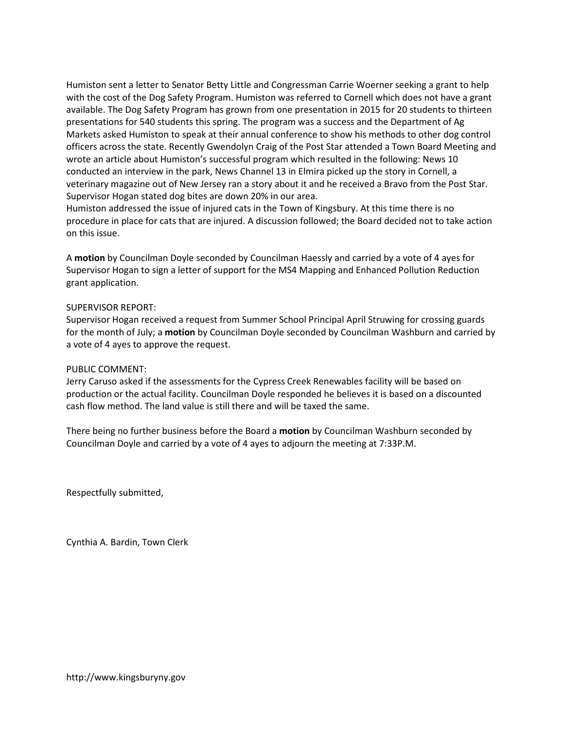Humiston sent a letter to Senator Betty Little and Congressman Carrie Woerner seeking a grant to help with the cost of the Dog Safety Program. Humiston was referred to Cornell which does not have a grant available. The Dog Safety Program has grown from one presentation in 2015 for 20 students to thirteen presentations for 540 students this spring. The program was a success and the Department of Ag Markets asked Humiston to speak at their annual conference to show his methods to other dog control officers across the state. Recently Gwendolyn Craig of the Post Star attended a Town Board Meeting and wrote an article about Humiston's successful program which resulted in the following: News 10 conducted an interview in the park, News Channel 13 in Elmira picked up the story in Cornell, a veterinary magazine out of New Jersey ran a story about it and he received a Bravo from the Post Star. Supervisor Hogan stated dog bites are down 20% in our area.
Humiston addressed the issue of injured cats in the Town of Kingsbury. At this time there is no procedure in place for cats that are injured. A discussion followed; the Board decided not to take action on this issue.

A **motion** by Councilman Doyle seconded by Councilman Haessly and carried by a vote of 4 ayes for Supervisor Hogan to sign a letter of support for the MS4 Mapping and Enhanced Pollution Reduction grant application.

SUPERVISOR REPORT:
Supervisor Hogan received a request from Summer School Principal April Struwing for crossing guards for the month of July; a **motion** by Councilman Doyle seconded by Councilman Washburn and carried by a vote of 4 ayes to approve the request.

PUBLIC COMMENT:
Jerry Caruso asked if the assessments for the Cypress Creek Renewables facility will be based on production or the actual facility. Councilman Doyle responded he believes it is based on a discounted cash flow method. The land value is still there and will be taxed the same.

There being no further business before the Board a **motion** by Councilman Washburn seconded by Councilman Doyle and carried by a vote of 4 ayes to adjourn the meeting at 7:33P.M.

Respectfully submitted,

Cynthia A. Bardin, Town Clerk

http://www.kingsburyny.gov